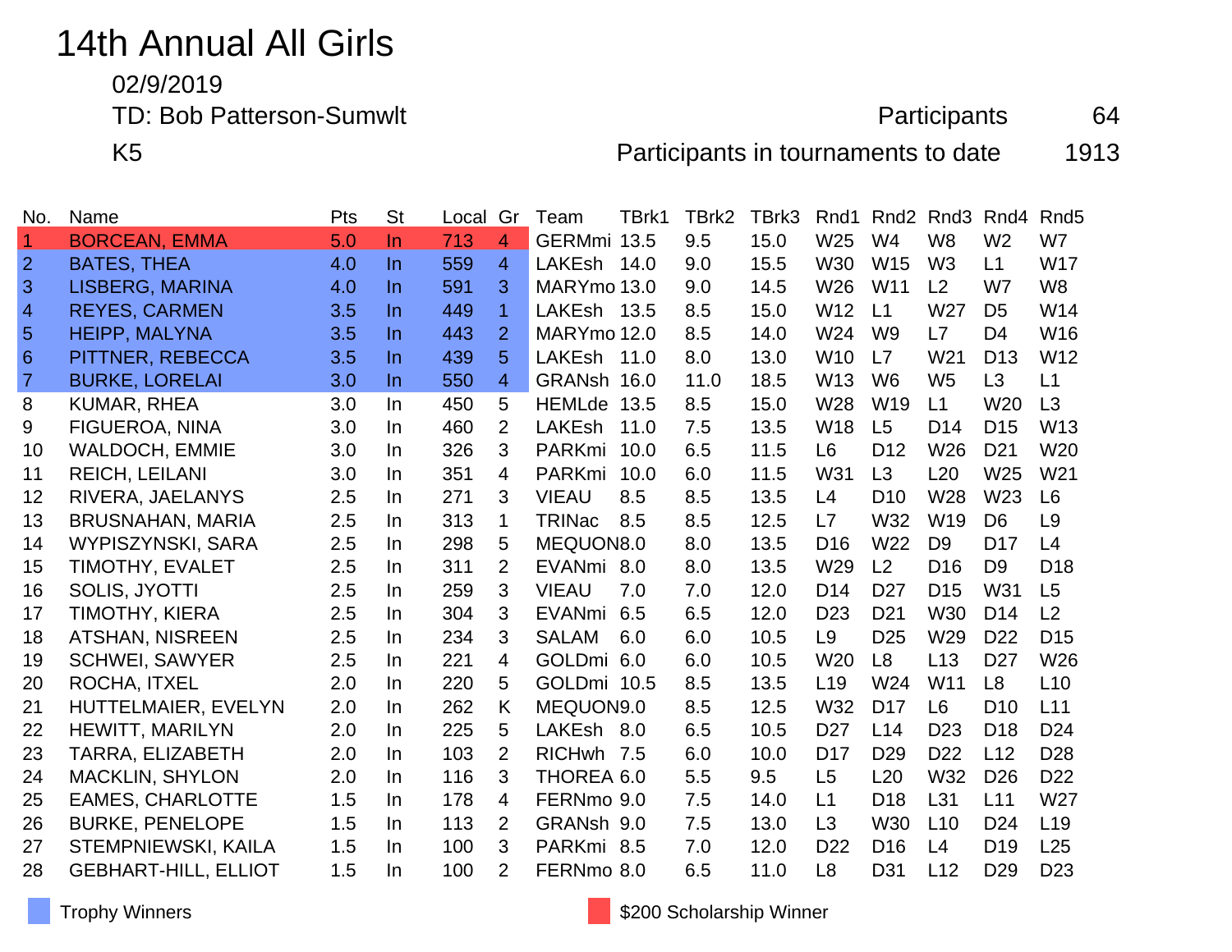# 14th Annual All Girls

02/9/2019

TD: Bob Patterson-Sumwlt

K5

Participants 64

Participants in tournaments to date 1913

| No. | Name | Pts | St | Local | Gr | Team | TBrk1 | TBrk2 | TBrk3 | Rnd1 | Rnd2 | Rnd3 | Rnd4 | Rnd5 |
|---|---|---|---|---|---|---|---|---|---|---|---|---|---|---|
| 1 | BORCEAN, EMMA | 5.0 | In | 713 | 4 | GERMmi | 13.5 | 9.5 | 15.0 | W25 | W4 | W8 | W2 | W7 |
| 2 | BATES, THEA | 4.0 | In | 559 | 4 | LAKEsh | 14.0 | 9.0 | 15.5 | W30 | W15 | W3 | L1 | W17 |
| 3 | LISBERG, MARINA | 4.0 | In | 591 | 3 | MARYmo | 13.0 | 9.0 | 14.5 | W26 | W11 | L2 | W7 | W8 |
| 4 | REYES, CARMEN | 3.5 | In | 449 | 1 | LAKEsh | 13.5 | 8.5 | 15.0 | W12 | L1 | W27 | D5 | W14 |
| 5 | HEIPP, MALYNA | 3.5 | In | 443 | 2 | MARYmo | 12.0 | 8.5 | 14.0 | W24 | W9 | L7 | D4 | W16 |
| 6 | PITTNER, REBECCA | 3.5 | In | 439 | 5 | LAKEsh | 11.0 | 8.0 | 13.0 | W10 | L7 | W21 | D13 | W12 |
| 7 | BURKE, LORELAI | 3.0 | In | 550 | 4 | GRANsh | 16.0 | 11.0 | 18.5 | W13 | W6 | W5 | L3 | L1 |
| 8 | KUMAR, RHEA | 3.0 | In | 450 | 5 | HEMLde | 13.5 | 8.5 | 15.0 | W28 | W19 | L1 | W20 | L3 |
| 9 | FIGUEROA, NINA | 3.0 | In | 460 | 2 | LAKEsh | 11.0 | 7.5 | 13.5 | W18 | L5 | D14 | D15 | W13 |
| 10 | WALDOCH, EMMIE | 3.0 | In | 326 | 3 | PARKmi | 10.0 | 6.5 | 11.5 | L6 | D12 | W26 | D21 | W20 |
| 11 | REICH, LEILANI | 3.0 | In | 351 | 4 | PARKmi | 10.0 | 6.0 | 11.5 | W31 | L3 | L20 | W25 | W21 |
| 12 | RIVERA, JAELANYS | 2.5 | In | 271 | 3 | VIEAU | 8.5 | 8.5 | 13.5 | L4 | D10 | W28 | W23 | L6 |
| 13 | BRUSNAHAN, MARIA | 2.5 | In | 313 | 1 | TRINac | 8.5 | 8.5 | 12.5 | L7 | W32 | W19 | D6 | L9 |
| 14 | WYPISZYNSKI, SARA | 2.5 | In | 298 | 5 | MEQUON | 8.0 | 8.0 | 13.5 | D16 | W22 | D9 | D17 | L4 |
| 15 | TIMOTHY, EVALET | 2.5 | In | 311 | 2 | EVANmi | 8.0 | 8.0 | 13.5 | W29 | L2 | D16 | D9 | D18 |
| 16 | SOLIS, JYOTTI | 2.5 | In | 259 | 3 | VIEAU | 7.0 | 7.0 | 12.0 | D14 | D27 | D15 | W31 | L5 |
| 17 | TIMOTHY, KIERA | 2.5 | In | 304 | 3 | EVANmi | 6.5 | 6.5 | 12.0 | D23 | D21 | W30 | D14 | L2 |
| 18 | ATSHAN, NISREEN | 2.5 | In | 234 | 3 | SALAM | 6.0 | 6.0 | 10.5 | L9 | D25 | W29 | D22 | D15 |
| 19 | SCHWEI, SAWYER | 2.5 | In | 221 | 4 | GOLDmi | 6.0 | 6.0 | 10.5 | W20 | L8 | L13 | D27 | W26 |
| 20 | ROCHA, ITXEL | 2.0 | In | 220 | 5 | GOLDmi | 10.5 | 8.5 | 13.5 | L19 | W24 | W11 | L8 | L10 |
| 21 | HUTTELMAIER, EVELYN | 2.0 | In | 262 | K | MEQUON | 9.0 | 8.5 | 12.5 | W32 | D17 | L6 | D10 | L11 |
| 22 | HEWITT, MARILYN | 2.0 | In | 225 | 5 | LAKEsh | 8.0 | 6.5 | 10.5 | D27 | L14 | D23 | D18 | D24 |
| 23 | TARRA, ELIZABETH | 2.0 | In | 103 | 2 | RICHwh | 7.5 | 6.0 | 10.0 | D17 | D29 | D22 | L12 | D28 |
| 24 | MACKLIN, SHYLON | 2.0 | In | 116 | 3 | THOREA | 6.0 | 5.5 | 9.5 | L5 | L20 | W32 | D26 | D22 |
| 25 | EAMES, CHARLOTTE | 1.5 | In | 178 | 4 | FERNmo | 9.0 | 7.5 | 14.0 | L1 | D18 | L31 | L11 | W27 |
| 26 | BURKE, PENELOPE | 1.5 | In | 113 | 2 | GRANsh | 9.0 | 7.5 | 13.0 | L3 | W30 | L10 | D24 | L19 |
| 27 | STEMPNIEWSKI, KAILA | 1.5 | In | 100 | 3 | PARKmi | 8.5 | 7.0 | 12.0 | D22 | D16 | L4 | D19 | L25 |
| 28 | GEBHART-HILL, ELLIOT | 1.5 | In | 100 | 2 | FERNmo | 8.0 | 6.5 | 11.0 | L8 | D31 | L12 | D29 | D23 |

Trophy Winners (rows 2–7)

$200 Scholarship Winner (row 1)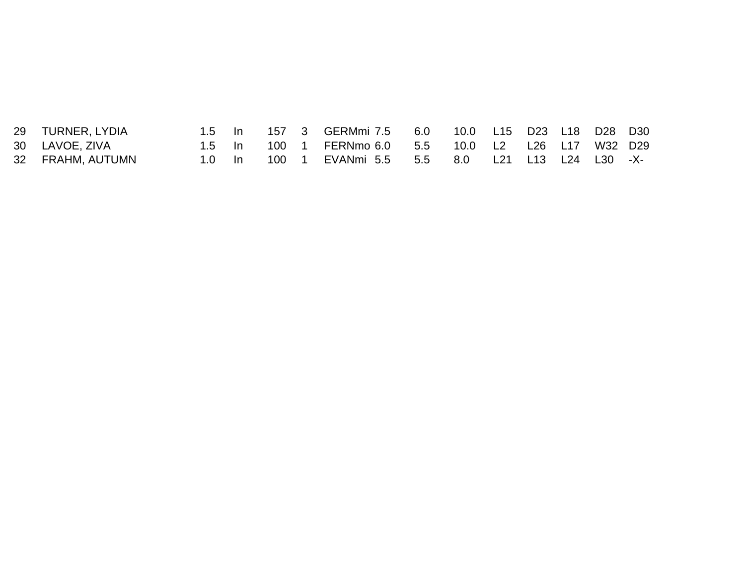| | | | | | | | | | | | | | | |
|---|---|---|---|---|---|---|---|---|---|---|---|---|---|---|
| 29 | TURNER, LYDIA | 1.5 | In | 157 | 3 | GERMmi | 7.5 | 6.0 | 10.0 | L15 | D23 | L18 | D28 | D30 |
| 30 | LAVOE, ZIVA | 1.5 | In | 100 | 1 | FERNmo | 6.0 | 5.5 | 10.0 | L2 | L26 | L17 | W32 | D29 |
| 32 | FRAHM, AUTUMN | 1.0 | In | 100 | 1 | EVANmi | 5.5 | 5.5 | 8.0 | L21 | L13 | L24 | L30 | -X- |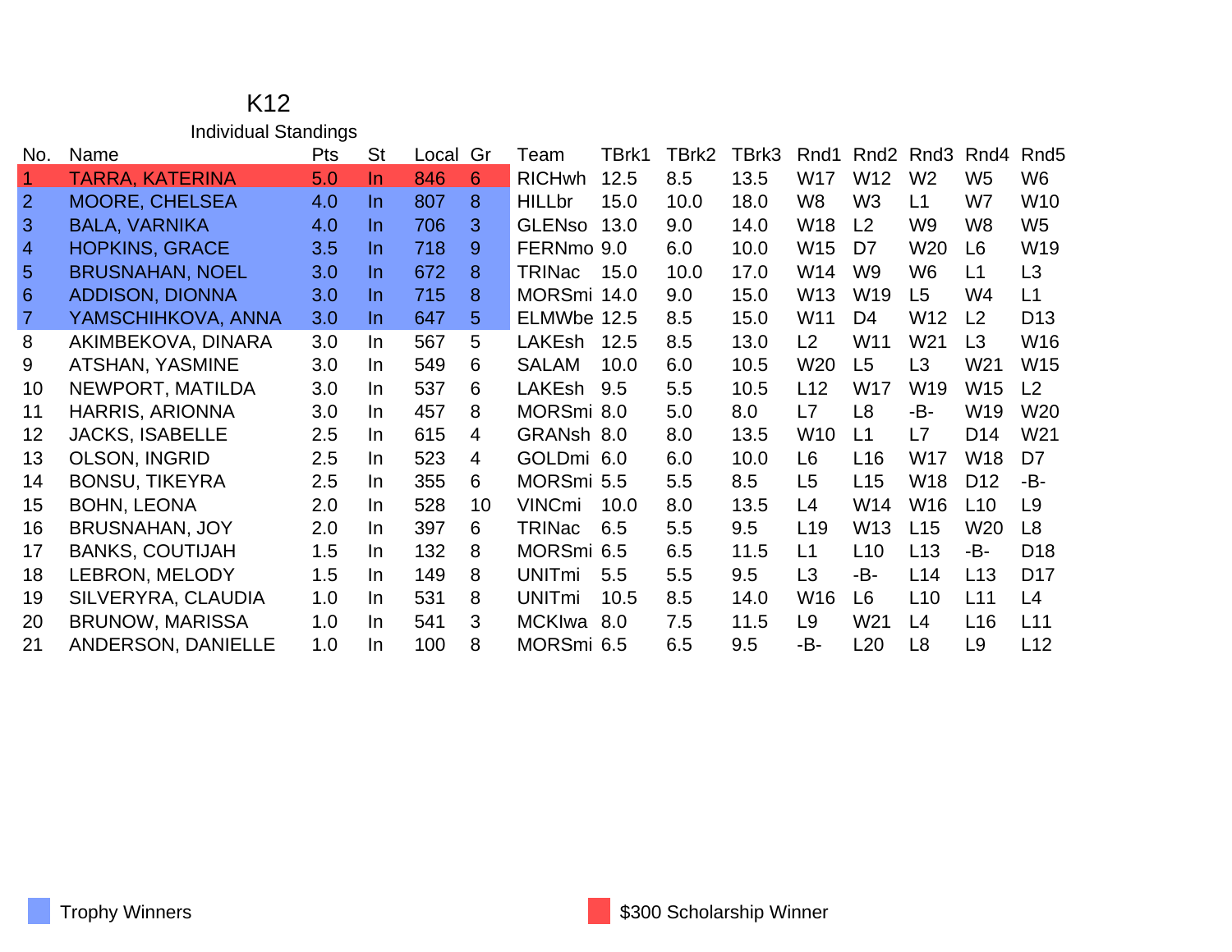# K12

## Individual Standings

| No. | Name | Pts | St | Local | Gr | Team | TBrk1 | TBrk2 | TBrk3 | Rnd1 | Rnd2 | Rnd3 | Rnd4 | Rnd5 |
|---|---|---|---|---|---|---|---|---|---|---|---|---|---|---|
| 1 | TARRA, KATERINA | 5.0 | In | 846 | 6 | RICHwh | 12.5 | 8.5 | 13.5 | W17 | W12 | W2 | W5 | W6 |
| 2 | MOORE, CHELSEA | 4.0 | In | 807 | 8 | HILLbr | 15.0 | 10.0 | 18.0 | W8 | W3 | L1 | W7 | W10 |
| 3 | BALA, VARNIKA | 4.0 | In | 706 | 3 | GLENso | 13.0 | 9.0 | 14.0 | W18 | L2 | W9 | W8 | W5 |
| 4 | HOPKINS, GRACE | 3.5 | In | 718 | 9 | FERNmo | 9.0 | 6.0 | 10.0 | W15 | D7 | W20 | L6 | W19 |
| 5 | BRUSNAHAN, NOEL | 3.0 | In | 672 | 8 | TRINac | 15.0 | 10.0 | 17.0 | W14 | W9 | W6 | L1 | L3 |
| 6 | ADDISON, DIONNA | 3.0 | In | 715 | 8 | MORSmi | 14.0 | 9.0 | 15.0 | W13 | W19 | L5 | W4 | L1 |
| 7 | YAMSCHIHKOVA, ANNA | 3.0 | In | 647 | 5 | ELMWbe | 12.5 | 8.5 | 15.0 | W11 | D4 | W12 | L2 | D13 |
| 8 | AKIMBEKOVA, DINARA | 3.0 | In | 567 | 5 | LAKEsh | 12.5 | 8.5 | 13.0 | L2 | W11 | W21 | L3 | W16 |
| 9 | ATSHAN, YASMINE | 3.0 | In | 549 | 6 | SALAM | 10.0 | 6.0 | 10.5 | W20 | L5 | L3 | W21 | W15 |
| 10 | NEWPORT, MATILDA | 3.0 | In | 537 | 6 | LAKEsh | 9.5 | 5.5 | 10.5 | L12 | W17 | W19 | W15 | L2 |
| 11 | HARRIS, ARIONNA | 3.0 | In | 457 | 8 | MORSmi | 8.0 | 5.0 | 8.0 | L7 | L8 | -B- | W19 | W20 |
| 12 | JACKS, ISABELLE | 2.5 | In | 615 | 4 | GRANsh | 8.0 | 8.0 | 13.5 | W10 | L1 | L7 | D14 | W21 |
| 13 | OLSON, INGRID | 2.5 | In | 523 | 4 | GOLDmi | 6.0 | 6.0 | 10.0 | L6 | L16 | W17 | W18 | D7 |
| 14 | BONSU, TIKEYRA | 2.5 | In | 355 | 6 | MORSmi | 5.5 | 5.5 | 8.5 | L5 | L15 | W18 | D12 | -B- |
| 15 | BOHN, LEONA | 2.0 | In | 528 | 10 | VINCmi | 10.0 | 8.0 | 13.5 | L4 | W14 | W16 | L10 | L9 |
| 16 | BRUSNAHAN, JOY | 2.0 | In | 397 | 6 | TRINac | 6.5 | 5.5 | 9.5 | L19 | W13 | L15 | W20 | L8 |
| 17 | BANKS, COUTIJAH | 1.5 | In | 132 | 8 | MORSmi | 6.5 | 6.5 | 11.5 | L1 | L10 | L13 | -B- | D18 |
| 18 | LEBRON, MELODY | 1.5 | In | 149 | 8 | UNITmi | 5.5 | 5.5 | 9.5 | L3 | -B- | L14 | L13 | D17 |
| 19 | SILVERYRA, CLAUDIA | 1.0 | In | 531 | 8 | UNITmi | 10.5 | 8.5 | 14.0 | W16 | L6 | L10 | L11 | L4 |
| 20 | BRUNOW, MARISSA | 1.0 | In | 541 | 3 | MCKIwa | 8.0 | 7.5 | 11.5 | L9 | W21 | L4 | L16 | L11 |
| 21 | ANDERSON, DANIELLE | 1.0 | In | 100 | 8 | MORSmi | 6.5 | 6.5 | 9.5 | -B- | L20 | L8 | L9 | L12 |

Trophy Winners (No. 2–7)

$300 Scholarship Winner (No. 1)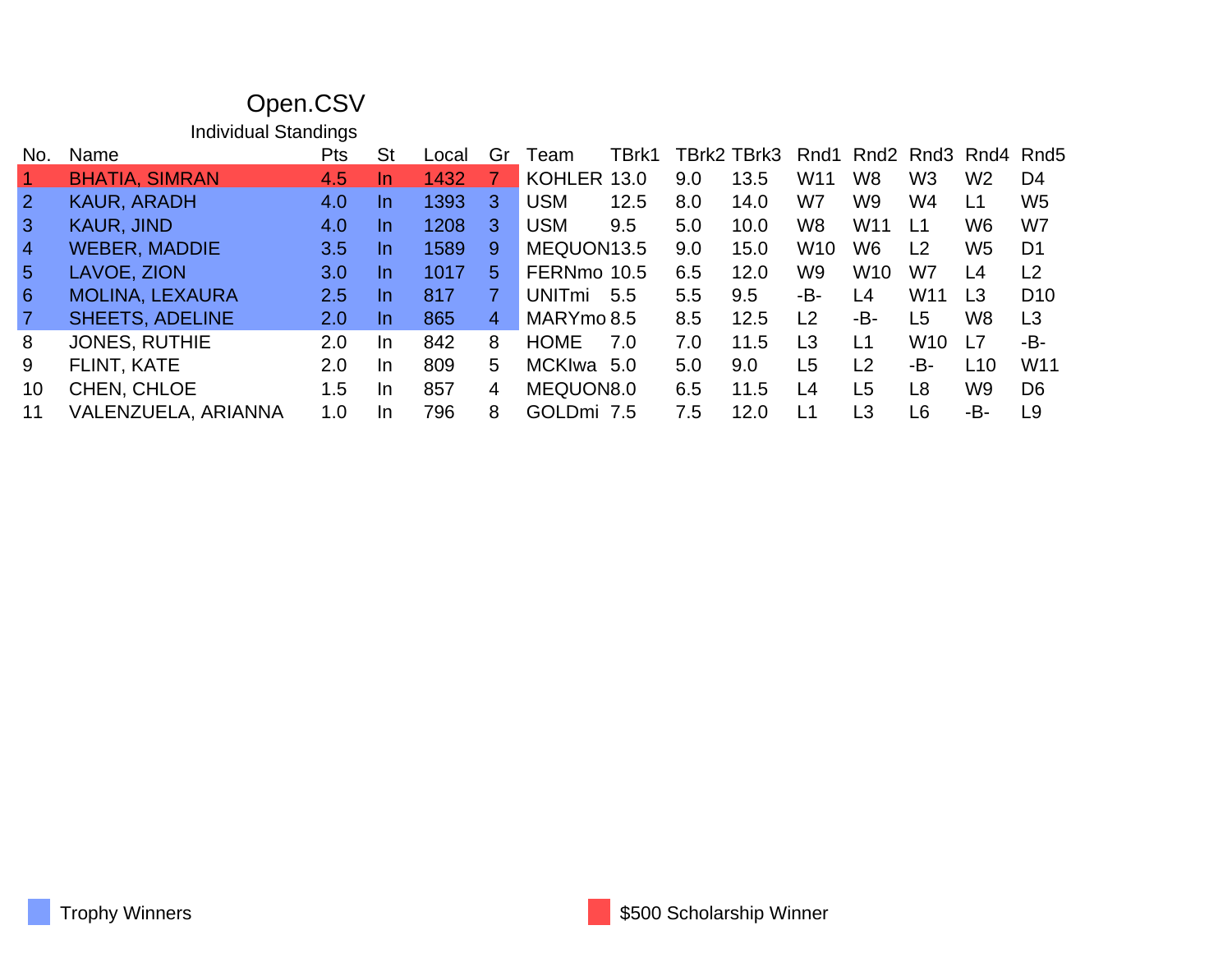# Open.CSV

## Individual Standings

| No. | Name | Pts | St | Local | Gr | Team | TBrk1 | TBrk2 | TBrk3 | Rnd1 | Rnd2 | Rnd3 | Rnd4 | Rnd5 |
|---|---|---|---|---|---|---|---|---|---|---|---|---|---|---|
| 1 | BHATIA, SIMRAN | 4.5 | In | 1432 | 7 | KOHLER | 13.0 | 9.0 | 13.5 | W11 | W8 | W3 | W2 | D4 |
| 2 | KAUR, ARADH | 4.0 | In | 1393 | 3 | USM | 12.5 | 8.0 | 14.0 | W7 | W9 | W4 | L1 | W5 |
| 3 | KAUR, JIND | 4.0 | In | 1208 | 3 | USM | 9.5 | 5.0 | 10.0 | W8 | W11 | L1 | W6 | W7 |
| 4 | WEBER, MADDIE | 3.5 | In | 1589 | 9 | MEQUON | 13.5 | 9.0 | 15.0 | W10 | W6 | L2 | W5 | D1 |
| 5 | LAVOE, ZION | 3.0 | In | 1017 | 5 | FERNmo | 10.5 | 6.5 | 12.0 | W9 | W10 | W7 | L4 | L2 |
| 6 | MOLINA, LEXAURA | 2.5 | In | 817 | 7 | UNITmi | 5.5 | 5.5 | 9.5 | -B- | L4 | W11 | L3 | D10 |
| 7 | SHEETS, ADELINE | 2.0 | In | 865 | 4 | MARYmo | 8.5 | 8.5 | 12.5 | L2 | -B- | L5 | W8 | L3 |
| 8 | JONES, RUTHIE | 2.0 | In | 842 | 8 | HOME | 7.0 | 7.0 | 11.5 | L3 | L1 | W10 | L7 | -B- |
| 9 | FLINT, KATE | 2.0 | In | 809 | 5 | MCKIwa | 5.0 | 5.0 | 9.0 | L5 | L2 | -B- | L10 | W11 |
| 10 | CHEN, CHLOE | 1.5 | In | 857 | 4 | MEQUON | 8.0 | 6.5 | 11.5 | L4 | L5 | L8 | W9 | D6 |
| 11 | VALENZUELA, ARIANNA | 1.0 | In | 796 | 8 | GOLDmi | 7.5 | 7.5 | 12.0 | L1 | L3 | L6 | -B- | L9 |

Trophy Winners (rows 2–7, blue)

$500 Scholarship Winner (row 1, red)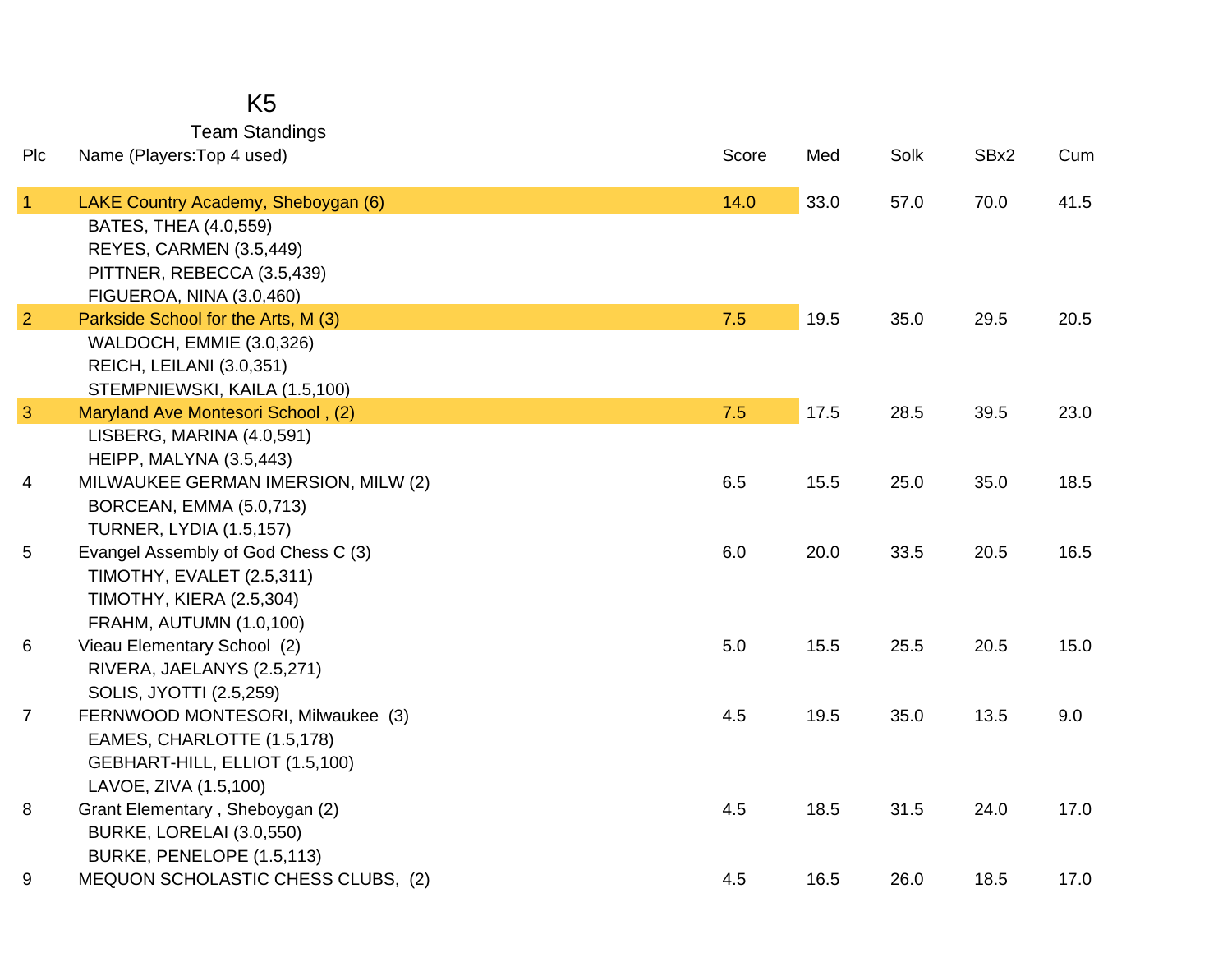# K5

## Team Standings

| Plc | Name (Players:Top 4 used) | Score | Med | Solk | SBx2 | Cum |
|---|---|---|---|---|---|---|
| 1 | LAKE Country Academy, Sheboygan (6) | 14.0 | 33.0 | 57.0 | 70.0 | 41.5 |
| | BATES, THEA (4.0,559) | | | | | |
| | REYES, CARMEN (3.5,449) | | | | | |
| | PITTNER, REBECCA (3.5,439) | | | | | |
| | FIGUEROA, NINA (3.0,460) | | | | | |
| 2 | Parkside School for the Arts, M (3) | 7.5 | 19.5 | 35.0 | 29.5 | 20.5 |
| | WALDOCH, EMMIE (3.0,326) | | | | | |
| | REICH, LEILANI (3.0,351) | | | | | |
| | STEMPNIEWSKI, KAILA (1.5,100) | | | | | |
| 3 | Maryland Ave Montesori School , (2) | 7.5 | 17.5 | 28.5 | 39.5 | 23.0 |
| | LISBERG, MARINA (4.0,591) | | | | | |
| | HEIPP, MALYNA (3.5,443) | | | | | |
| 4 | MILWAUKEE GERMAN IMERSION, MILW (2) | 6.5 | 15.5 | 25.0 | 35.0 | 18.5 |
| | BORCEAN, EMMA (5.0,713) | | | | | |
| | TURNER, LYDIA (1.5,157) | | | | | |
| 5 | Evangel Assembly of God Chess C (3) | 6.0 | 20.0 | 33.5 | 20.5 | 16.5 |
| | TIMOTHY, EVALET (2.5,311) | | | | | |
| | TIMOTHY, KIERA (2.5,304) | | | | | |
| | FRAHM, AUTUMN (1.0,100) | | | | | |
| 6 | Vieau Elementary School (2) | 5.0 | 15.5 | 25.5 | 20.5 | 15.0 |
| | RIVERA, JAELANYS (2.5,271) | | | | | |
| | SOLIS, JYOTTI (2.5,259) | | | | | |
| 7 | FERNWOOD MONTESORI, Milwaukee (3) | 4.5 | 19.5 | 35.0 | 13.5 | 9.0 |
| | EAMES, CHARLOTTE (1.5,178) | | | | | |
| | GEBHART-HILL, ELLIOT (1.5,100) | | | | | |
| | LAVOE, ZIVA (1.5,100) | | | | | |
| 8 | Grant Elementary , Sheboygan (2) | 4.5 | 18.5 | 31.5 | 24.0 | 17.0 |
| | BURKE, LORELAI (3.0,550) | | | | | |
| | BURKE, PENELOPE (1.5,113) | | | | | |
| 9 | MEQUON SCHOLASTIC CHESS CLUBS, (2) | 4.5 | 16.5 | 26.0 | 18.5 | 17.0 |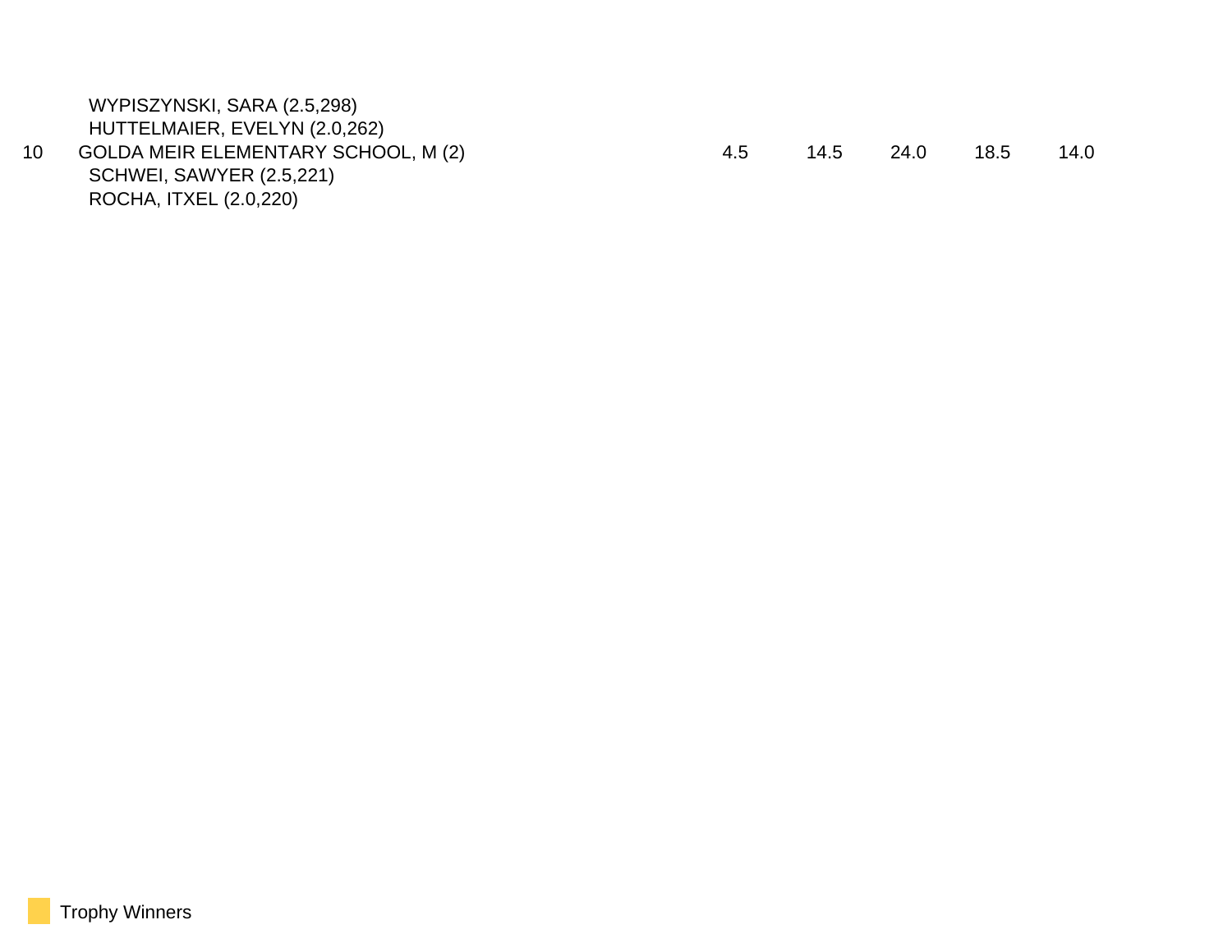| | | | | | | |
|---|---|---|---|---|---|---|
| | WYPISZYNSKI, SARA (2.5,298) | | | | | |
| | HUTTELMAIER, EVELYN (2.0,262) | | | | | |
| 10 | GOLDA MEIR ELEMENTARY SCHOOL, M (2) | 4.5 | 14.5 | 24.0 | 18.5 | 14.0 |
| | SCHWEI, SAWYER (2.5,221) | | | | | |
| | ROCHA, ITXEL (2.0,220) | | | | | |

Trophy Winners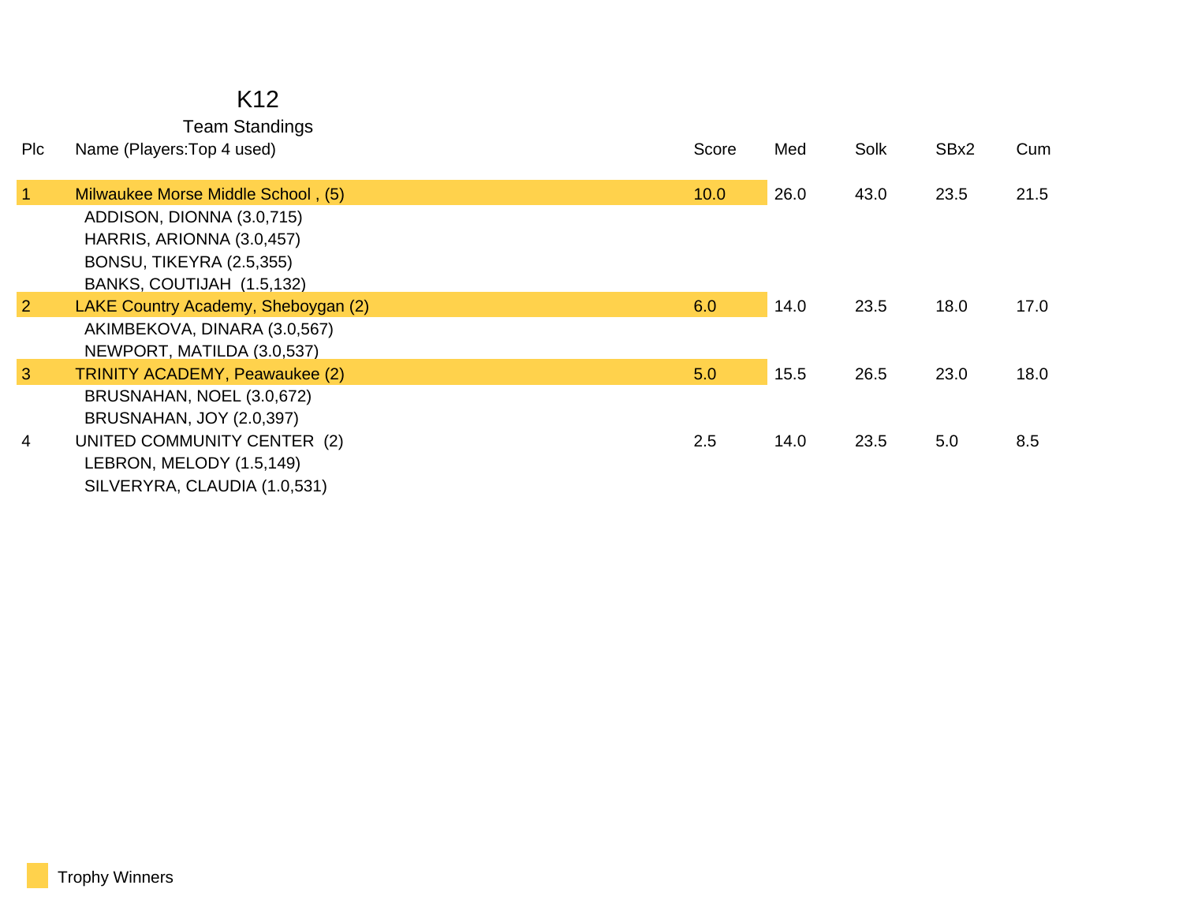# K12

## Team Standings

| Plc | Name (Players:Top 4 used) | Score | Med | Solk | SBx2 | Cum |
|---|---|---|---|---|---|---|
| 1 | Milwaukee Morse Middle School , (5) | 10.0 | 26.0 | 43.0 | 23.5 | 21.5 |
| | ADDISON, DIONNA (3.0,715) | | | | | |
| | HARRIS, ARIONNA (3.0,457) | | | | | |
| | BONSU, TIKEYRA (2.5,355) | | | | | |
| | BANKS, COUTIJAH (1.5,132) | | | | | |
| 2 | LAKE Country Academy, Sheboygan (2) | 6.0 | 14.0 | 23.5 | 18.0 | 17.0 |
| | AKIMBEKOVA, DINARA (3.0,567) | | | | | |
| | NEWPORT, MATILDA (3.0,537) | | | | | |
| 3 | TRINITY ACADEMY, Peawaukee (2) | 5.0 | 15.5 | 26.5 | 23.0 | 18.0 |
| | BRUSNAHAN, NOEL (3.0,672) | | | | | |
| | BRUSNAHAN, JOY (2.0,397) | | | | | |
| 4 | UNITED COMMUNITY CENTER (2) | 2.5 | 14.0 | 23.5 | 5.0 | 8.5 |
| | LEBRON, MELODY (1.5,149) | | | | | |
| | SILVERYRA, CLAUDIA (1.0,531) | | | | | |

Trophy Winners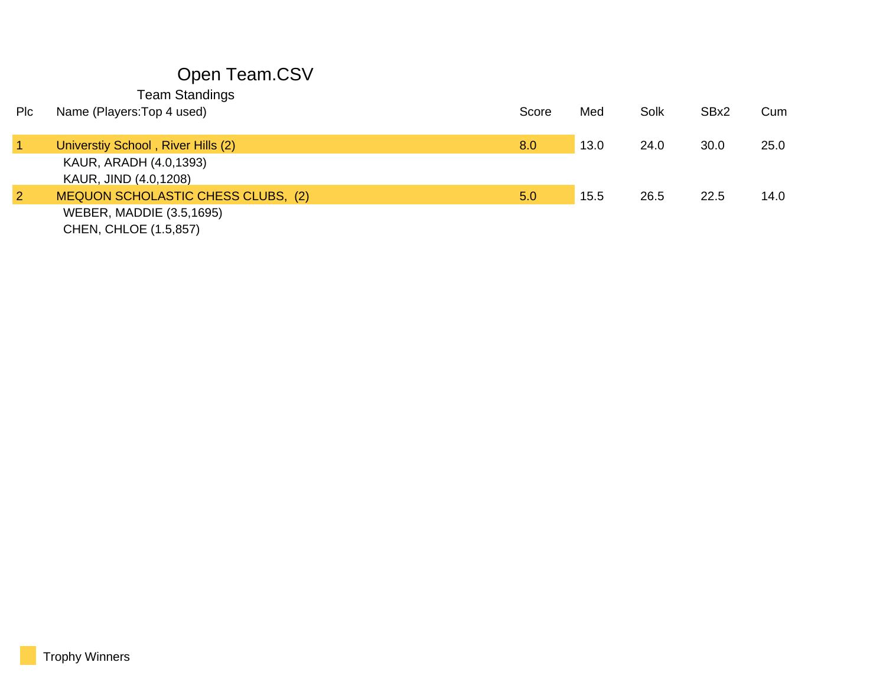# Open Team.CSV

## Team Standings

| Plc | Name (Players:Top 4 used) | Score | Med | Solk | SBx2 | Cum |
|---|---|---|---|---|---|---|
| 1 | Universtiy School , River Hills (2) | 8.0 | 13.0 | 24.0 | 30.0 | 25.0 |
| | KAUR, ARADH (4.0,1393) | | | | | |
| | KAUR, JIND (4.0,1208) | | | | | |
| 2 | MEQUON SCHOLASTIC CHESS CLUBS, (2) | 5.0 | 15.5 | 26.5 | 22.5 | 14.0 |
| | WEBER, MADDIE (3.5,1695) | | | | | |
| | CHEN, CHLOE (1.5,857) | | | | | |

Trophy Winners